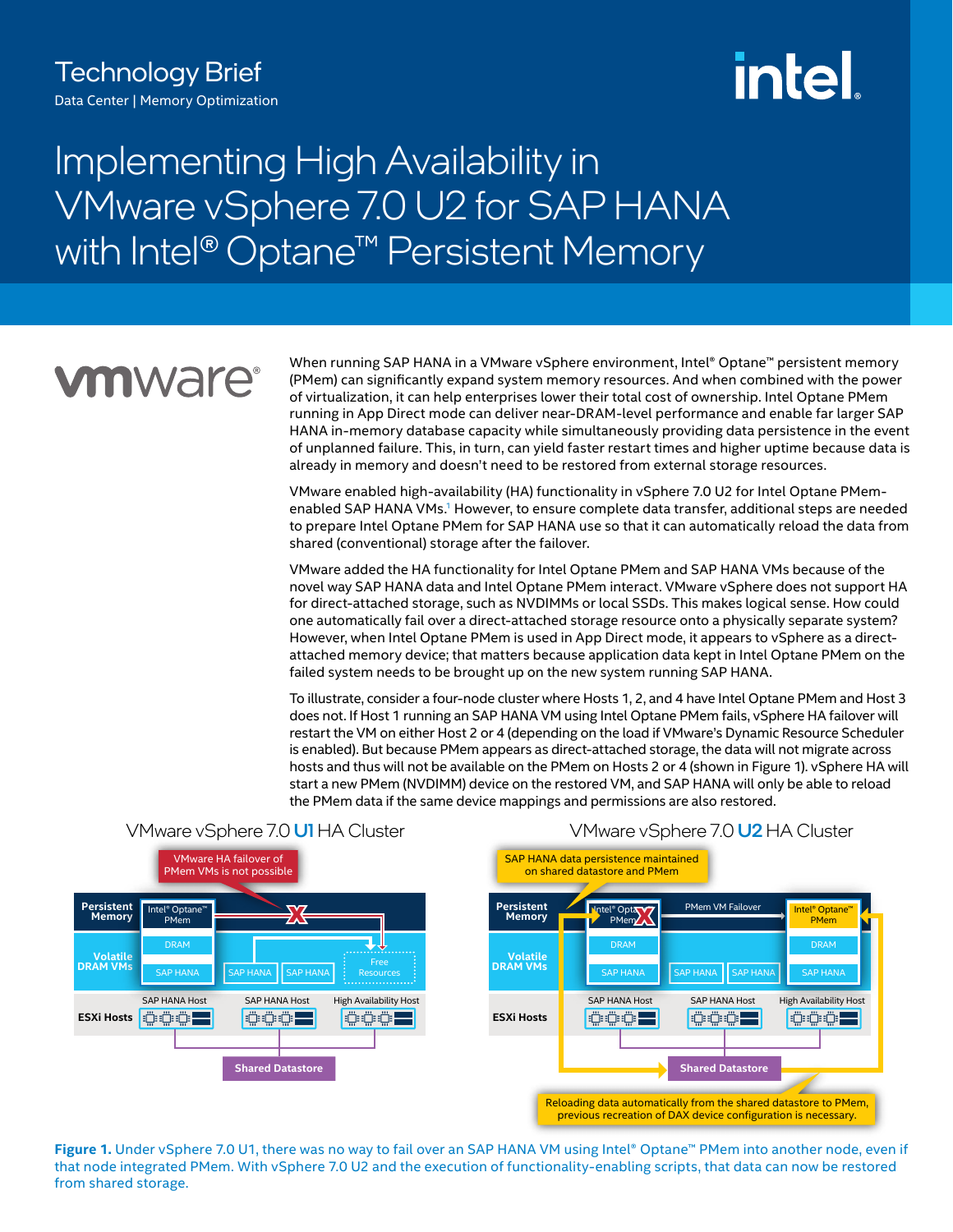Technology Brief

Data Center | Memory Optimization

# Implementing High Availability in VMware vSphere 7.0 U2 for SAP HANA with Intel® Optane™ Persistent Memory

When running SAP HANA in a VMware vSphere environment, Intel® Optane™ persistent memory (PMem) can significantly expand system memory resources. And when combined with the power of virtualization, it can help enterprises lower their total cost of ownership. Intel Optane PMem running in App Direct mode can deliver near-DRAM-level performance and enable far larger SAP HANA in-memory database capacity while simultaneously providing data persistence in the event of unplanned failure. This, in turn, can yield faster restart times and higher uptime because data is already in memory and doesn't need to be restored from external storage resources.

VMware enabled high-availability (HA) functionality in vSphere 7.0 U2 for Intel Optane PMem-enabled SAP HANA VMs.[1] However, to ensure complete data transfer, additional steps are needed to prepare Intel Optane PMem for SAP HANA use so that it can automatically reload the data from shared (conventional) storage after the failover.

VMware added the HA functionality for Intel Optane PMem and SAP HANA VMs because of the novel way SAP HANA data and Intel Optane PMem interact. VMware vSphere does not support HA for direct-attached storage, such as NVDIMMs or local SSDs. This makes logical sense. How could one automatically fail over a direct-attached storage resource onto a physically separate system? However, when Intel Optane PMem is used in App Direct mode, it appears to vSphere as a direct-attached memory device; that matters because application data kept in Intel Optane PMem on the failed system needs to be brought up on the new system running SAP HANA.

To illustrate, consider a four-node cluster where Hosts 1, 2, and 4 have Intel Optane PMem and Host 3 does not. If Host 1 running an SAP HANA VM using Intel Optane PMem fails, vSphere HA failover will restart the VM on either Host 2 or 4 (depending on the load if VMware's Dynamic Resource Scheduler is enabled). But because PMem appears as direct-attached storage, the data will not migrate across hosts and thus will not be available on the PMem on Hosts 2 or 4 (shown in Figure 1). vSphere HA will start a new PMem (NVDIMM) device on the restored VM, and SAP HANA will only be able to reload the PMem data if the same device mappings and permissions are also restored.

**Figure 1.** Under vSphere 7.0 U1, there was no way to fail over an SAP HANA VM using Intel® Optane™ PMem into another node, even if that node integrated PMem. With vSphere 7.0 U2 and the execution of functionality-enabling scripts, that data can now be restored from shared storage.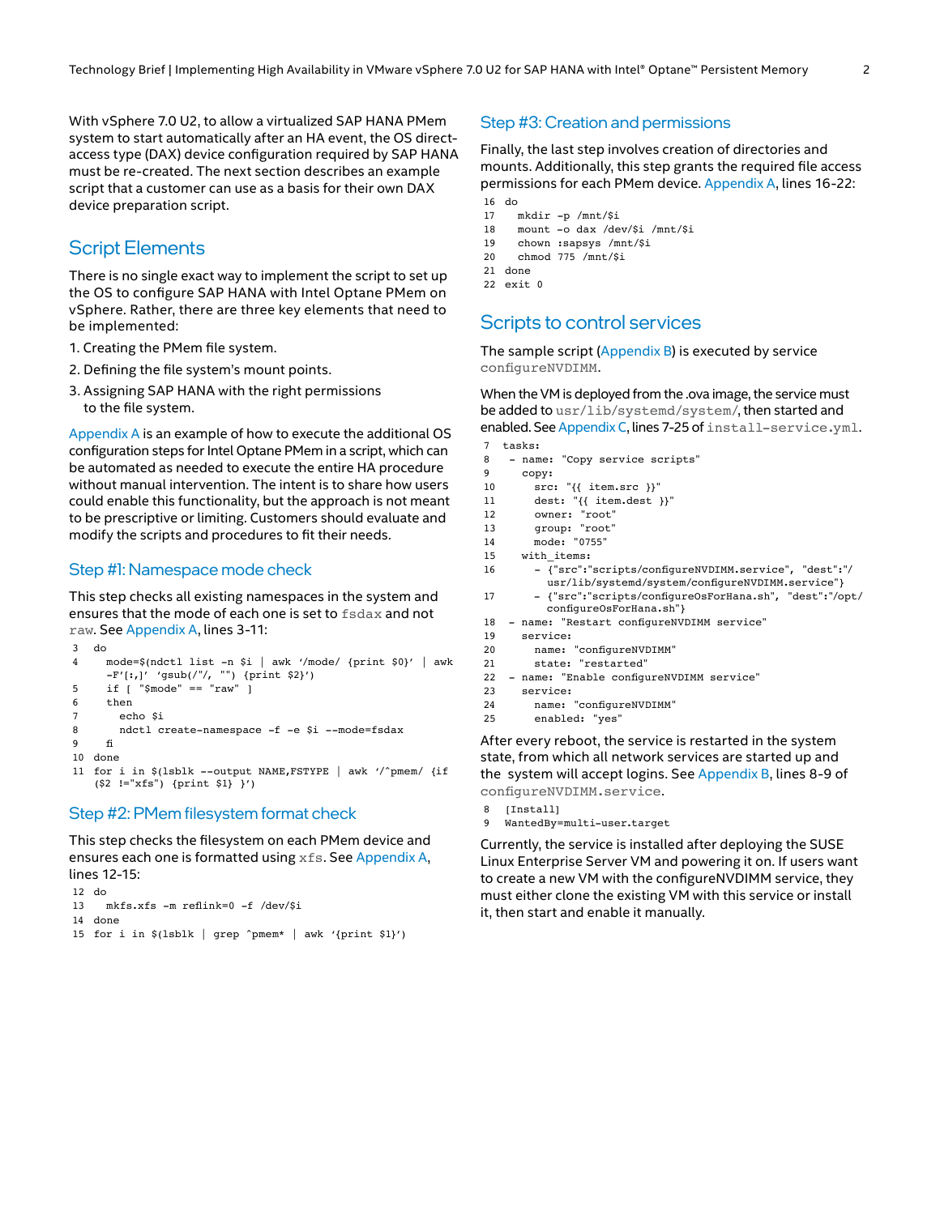With vSphere 7.0 U2, to allow a virtualized SAP HANA PMem system to start automatically after an HA event, the OS direct-access type (DAX) device configuration required by SAP HANA must be re-created. The next section describes an example script that a customer can use as a basis for their own DAX device preparation script.

## Script Elements

There is no single exact way to implement the script to set up the OS to configure SAP HANA with Intel Optane PMem on vSphere. Rather, there are three key elements that need to be implemented:

1. Creating the PMem file system.
2. Defining the file system's mount points.
3. Assigning SAP HANA with the right permissions to the file system.

Appendix A is an example of how to execute the additional OS configuration steps for Intel Optane PMem in a script, which can be automated as needed to execute the entire HA procedure without manual intervention. The intent is to share how users could enable this functionality, but the approach is not meant to be prescriptive or limiting. Customers should evaluate and modify the scripts and procedures to fit their needs.

### Step #1: Namespace mode check

This step checks all existing namespaces in the system and ensures that the mode of each one is set to `fsdax` and not `raw`. See Appendix A, lines 3-11:

```
3  do
4    mode=$(ndctl list -n $i | awk '/mode/ {print $0}' | awk
     -F'[:,]' 'gsub(/"/, "") {print $2}')
5    if [ "$mode" == "raw" ]
6    then
7      echo $i
8      ndctl create-namespace -f -e $i --mode=fsdax
9    fi
10 done
11 for i in $(lsblk --output NAME,FSTYPE | awk '/^pmem/ {if
   ($2 !="xfs") {print $1} }')
```

### Step #2: PMem filesystem format check

This step checks the filesystem on each PMem device and ensures each one is formatted using `xfs`. See Appendix A, lines 12-15:

```
12 do
13   mkfs.xfs -m reflink=0 -f /dev/$i
14 done
15 for i in $(lsblk | grep ^pmem* | awk '{print $1}')
```

### Step #3: Creation and permissions

Finally, the last step involves creation of directories and mounts. Additionally, this step grants the required file access permissions for each PMem device. Appendix A, lines 16-22:

```
16 do
17   mkdir -p /mnt/$i
18   mount -o dax /dev/$i /mnt/$i
19   chown :sapsys /mnt/$i
20   chmod 775 /mnt/$i
21 done
22 exit 0
```

## Scripts to control services

The sample script (Appendix B) is executed by service `configureNVDIMM`.

When the VM is deployed from the .ova image, the service must be added to `usr/lib/systemd/system/`, then started and enabled. See Appendix C, lines 7-25 of `install-service.yml`.

```
7  tasks:
8   - name: "Copy service scripts"
9     copy:
10      src: "{{ item.src }}"
11      dest: "{{ item.dest }}"
12      owner: "root"
13      group: "root"
14      mode: "0755"
15    with_items:
16      - {"src":"scripts/configureNVDIMM.service", "dest":"/
        usr/lib/systemd/system/configureNVDIMM.service"}
17      - {"src":"scripts/configureOsForHana.sh", "dest":"/opt/
        configureOsForHana.sh"}
18  - name: "Restart configureNVDIMM service"
19    service:
20      name: "configureNVDIMM"
21      state: "restarted"
22  - name: "Enable configureNVDIMM service"
23    service:
24      name: "configureNVDIMM"
25      enabled: "yes"
```

After every reboot, the service is restarted in the system state, from which all network services are started up and the system will accept logins. See Appendix B, lines 8-9 of `configureNVDIMM.service`.

```
8  [Install]
9  WantedBy=multi-user.target
```

Currently, the service is installed after deploying the SUSE Linux Enterprise Server VM and powering it on. If users want to create a new VM with the configureNVDIMM service, they must either clone the existing VM with this service or install it, then start and enable it manually.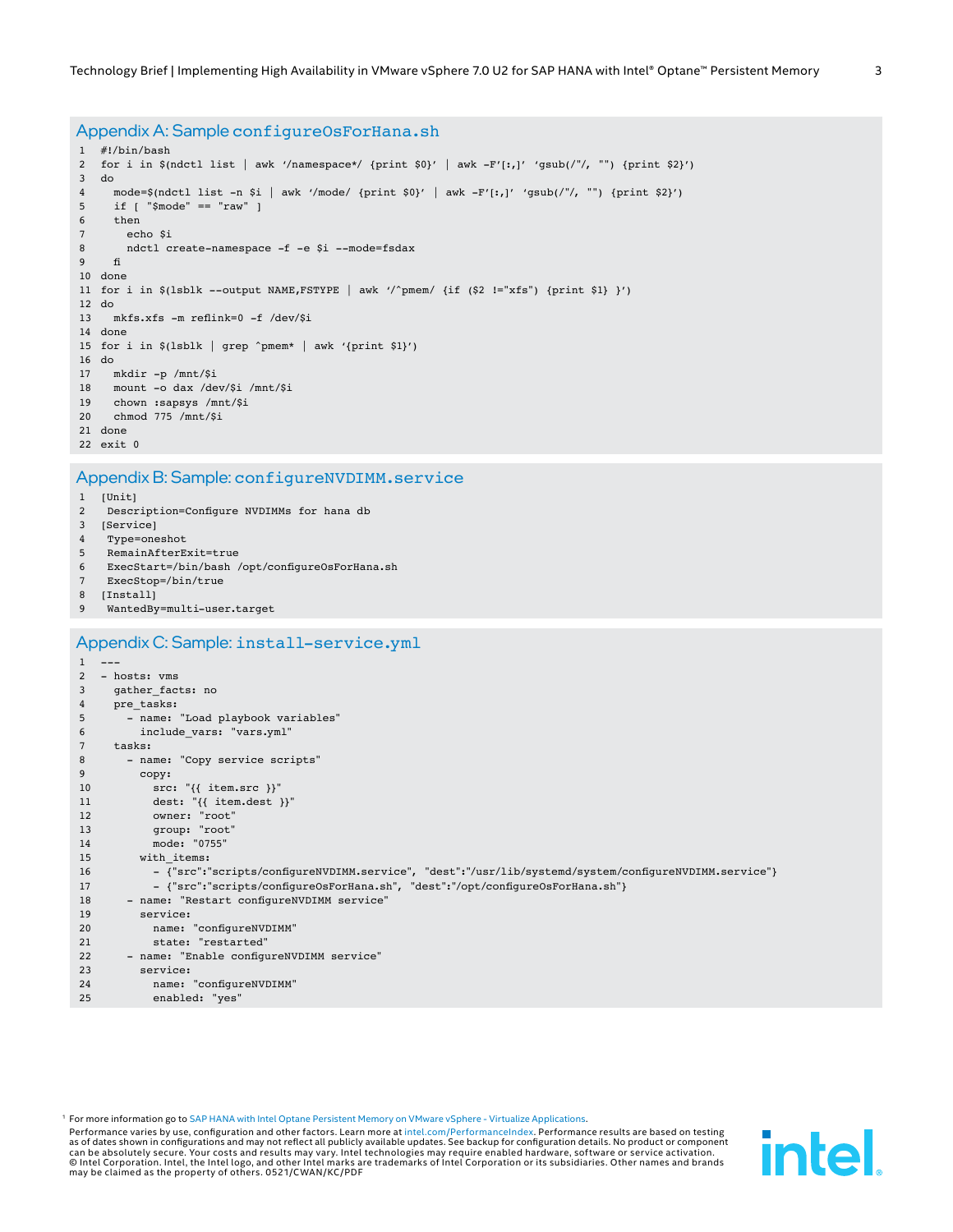## Appendix A: Sample `configureOsForHana.sh`

```
1  #!/bin/bash
2  for i in $(ndctl list | awk '/namespace*/ {print $0}' | awk -F'[:,]' 'gsub(/"/, "") {print $2}')
3  do
4    mode=$(ndctl list -n $i | awk '/mode/ {print $0}' | awk -F'[:,]' 'gsub(/"/, "") {print $2}')
5    if [ "$mode" == "raw" ]
6    then
7      echo $i
8      ndctl create-namespace -f -e $i --mode=fsdax
9    fi
10 done
11 for i in $(lsblk --output NAME,FSTYPE | awk '/^pmem/ {if ($2 !="xfs") {print $1} }')
12 do
13   mkfs.xfs -m reflink=0 -f /dev/$i
14 done
15 for i in $(lsblk | grep ^pmem* | awk '{print $1}')
16 do
17   mkdir -p /mnt/$i
18   mount -o dax /dev/$i /mnt/$i
19   chown :sapsys /mnt/$i
20   chmod 775 /mnt/$i
21 done
22 exit 0
```

## Appendix B: Sample: `configureNVDIMM.service`

```
1  [Unit]
2   Description=Configure NVDIMMs for hana db
3  [Service]
4   Type=oneshot
5   RemainAfterExit=true
6   ExecStart=/bin/bash /opt/configureOsForHana.sh
7   ExecStop=/bin/true
8  [Install]
9   WantedBy=multi-user.target
```

## Appendix C: Sample: `install-service.yml`

```
1  ---
2  - hosts: vms
3    gather_facts: no
4    pre_tasks:
5      - name: "Load playbook variables"
6        include_vars: "vars.yml"
7    tasks:
8      - name: "Copy service scripts"
9        copy:
10         src: "{{ item.src }}"
11         dest: "{{ item.dest }}"
12         owner: "root"
13         group: "root"
14         mode: "0755"
15       with_items:
16         - {"src":"scripts/configureNVDIMM.service", "dest":"/usr/lib/systemd/system/configureNVDIMM.service"}
17         - {"src":"scripts/configureOsForHana.sh", "dest":"/opt/configureOsForHana.sh"}
18     - name: "Restart configureNVDIMM service"
19       service:
20         name: "configureNVDIMM"
21         state: "restarted"
22     - name: "Enable configureNVDIMM service"
23       service:
24         name: "configureNVDIMM"
25         enabled: "yes"
```

[1] For more information go to SAP HANA with Intel Optane Persistent Memory on VMware vSphere - Virtualize Applications.

Performance varies by use, configuration and other factors. Learn more at intel.com/PerformanceIndex. Performance results are based on testing as of dates shown in configurations and may not reflect all publicly available updates. See backup for configuration details. No product or component can be absolutely secure. Your costs and results may vary. Intel technologies may require enabled hardware, software or service activation. © Intel Corporation. Intel, the Intel logo, and other Intel marks are trademarks of Intel Corporation or its subsidiaries. Other names and brands may be claimed as the property of others. 0521/CWAN/KC/PDF